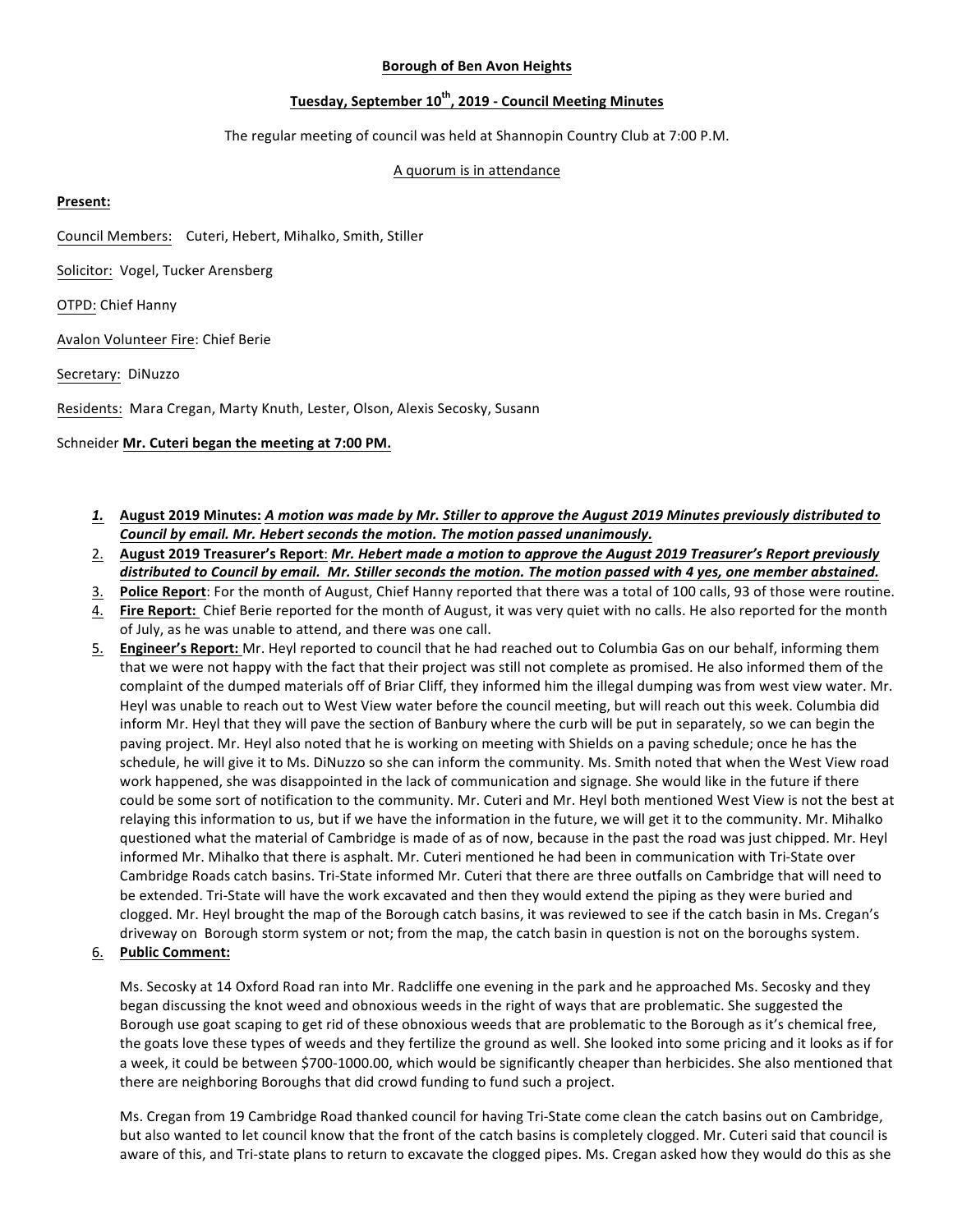**Borough of Ben Avon Heights**

**Tuesday, September 10th, 2019 - Council Meeting Minutes**

The regular meeting of council was held at Shannopin Country Club at 7:00 P.M.

A quorum is in attendance

**Present:**

Council Members: Cuteri, Hebert, Mihalko, Smith, Stiller

Solicitor: Vogel, Tucker Arensberg

OTPD: Chief Hanny

Avalon Volunteer Fire: Chief Berie

Secretary: DiNuzzo

Residents: Mara Cregan, Marty Knuth, Lester, Olson, Alexis Secosky, Susann

Schneider **Mr. Cuteri began the meeting at 7:00 PM.**

1. **August 2019 Minutes:** ***A motion was made by Mr. Stiller to approve the August 2019 Minutes previously distributed to Council by email. Mr. Hebert seconds the motion. The motion passed unanimously.***
2. **August 2019 Treasurer's Report**: ***Mr. Hebert made a motion to approve the August 2019 Treasurer's Report previously distributed to Council by email. Mr. Stiller seconds the motion. The motion passed with 4 yes, one member abstained.***
3. **Police Report**: For the month of August, Chief Hanny reported that there was a total of 100 calls, 93 of those were routine.
4. **Fire Report:** Chief Berie reported for the month of August, it was very quiet with no calls. He also reported for the month of July, as he was unable to attend, and there was one call.
5. **Engineer's Report:** Mr. Heyl reported to council that he had reached out to Columbia Gas on our behalf, informing them that we were not happy with the fact that their project was still not complete as promised. He also informed them of the complaint of the dumped materials off of Briar Cliff, they informed him the illegal dumping was from west view water. Mr. Heyl was unable to reach out to West View water before the council meeting, but will reach out this week. Columbia did inform Mr. Heyl that they will pave the section of Banbury where the curb will be put in separately, so we can begin the paving project. Mr. Heyl also noted that he is working on meeting with Shields on a paving schedule; once he has the schedule, he will give it to Ms. DiNuzzo so she can inform the community. Ms. Smith noted that when the West View road work happened, she was disappointed in the lack of communication and signage. She would like in the future if there could be some sort of notification to the community. Mr. Cuteri and Mr. Heyl both mentioned West View is not the best at relaying this information to us, but if we have the information in the future, we will get it to the community. Mr. Mihalko questioned what the material of Cambridge is made of as of now, because in the past the road was just chipped. Mr. Heyl informed Mr. Mihalko that there is asphalt. Mr. Cuteri mentioned he had been in communication with Tri-State over Cambridge Roads catch basins. Tri-State informed Mr. Cuteri that there are three outfalls on Cambridge that will need to be extended. Tri-State will have the work excavated and then they would extend the piping as they were buried and clogged. Mr. Heyl brought the map of the Borough catch basins, it was reviewed to see if the catch basin in Ms. Cregan's driveway on Borough storm system or not; from the map, the catch basin in question is not on the boroughs system.
6. **Public Comment:**

   Ms. Secosky at 14 Oxford Road ran into Mr. Radcliffe one evening in the park and he approached Ms. Secosky and they began discussing the knot weed and obnoxious weeds in the right of ways that are problematic. She suggested the Borough use goat scaping to get rid of these obnoxious weeds that are problematic to the Borough as it's chemical free, the goats love these types of weeds and they fertilize the ground as well. She looked into some pricing and it looks as if for a week, it could be between $700-1000.00, which would be significantly cheaper than herbicides. She also mentioned that there are neighboring Boroughs that did crowd funding to fund such a project.

   Ms. Cregan from 19 Cambridge Road thanked council for having Tri-State come clean the catch basins out on Cambridge, but also wanted to let council know that the front of the catch basins is completely clogged. Mr. Cuteri said that council is aware of this, and Tri-state plans to return to excavate the clogged pipes. Ms. Cregan asked how they would do this as she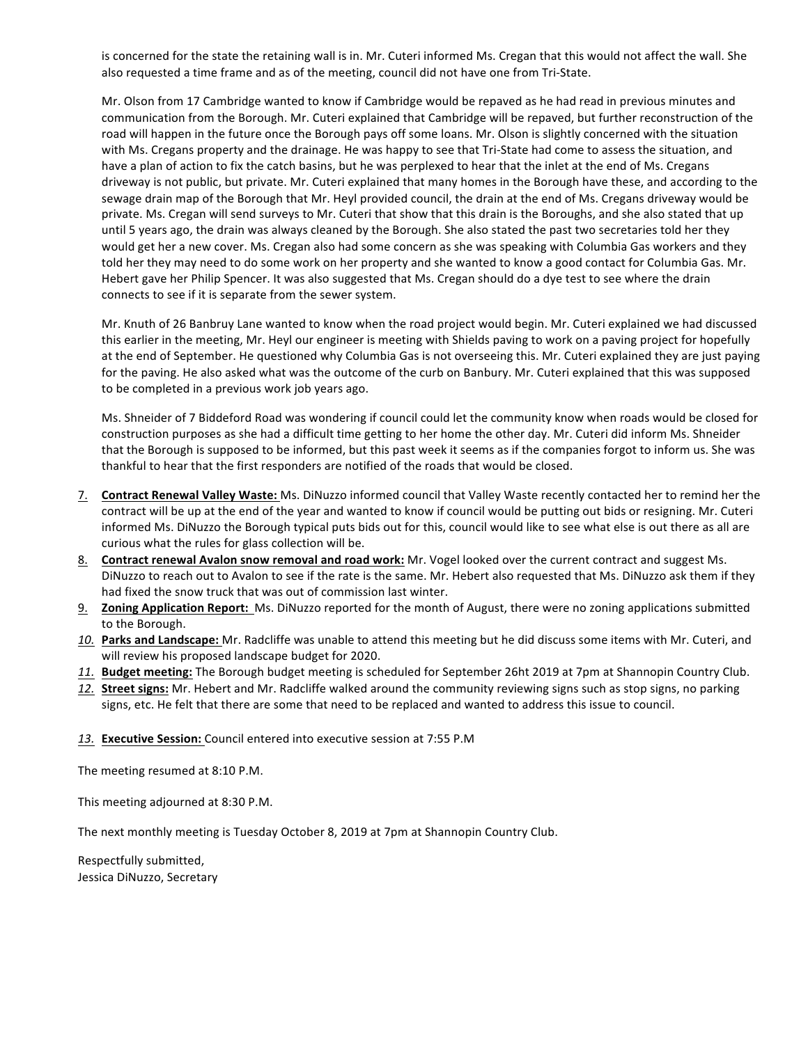is concerned for the state the retaining wall is in. Mr. Cuteri informed Ms. Cregan that this would not affect the wall. She also requested a time frame and as of the meeting, council did not have one from Tri-State.

Mr. Olson from 17 Cambridge wanted to know if Cambridge would be repaved as he had read in previous minutes and communication from the Borough. Mr. Cuteri explained that Cambridge will be repaved, but further reconstruction of the road will happen in the future once the Borough pays off some loans. Mr. Olson is slightly concerned with the situation with Ms. Cregans property and the drainage. He was happy to see that Tri-State had come to assess the situation, and have a plan of action to fix the catch basins, but he was perplexed to hear that the inlet at the end of Ms. Cregans driveway is not public, but private. Mr. Cuteri explained that many homes in the Borough have these, and according to the sewage drain map of the Borough that Mr. Heyl provided council, the drain at the end of Ms. Cregans driveway would be private. Ms. Cregan will send surveys to Mr. Cuteri that show that this drain is the Boroughs, and she also stated that up until 5 years ago, the drain was always cleaned by the Borough. She also stated the past two secretaries told her they would get her a new cover. Ms. Cregan also had some concern as she was speaking with Columbia Gas workers and they told her they may need to do some work on her property and she wanted to know a good contact for Columbia Gas. Mr. Hebert gave her Philip Spencer. It was also suggested that Ms. Cregan should do a dye test to see where the drain connects to see if it is separate from the sewer system.

Mr. Knuth of 26 Banbruy Lane wanted to know when the road project would begin. Mr. Cuteri explained we had discussed this earlier in the meeting, Mr. Heyl our engineer is meeting with Shields paving to work on a paving project for hopefully at the end of September. He questioned why Columbia Gas is not overseeing this. Mr. Cuteri explained they are just paying for the paving. He also asked what was the outcome of the curb on Banbury. Mr. Cuteri explained that this was supposed to be completed in a previous work job years ago.

Ms. Shneider of 7 Biddeford Road was wondering if council could let the community know when roads would be closed for construction purposes as she had a difficult time getting to her home the other day. Mr. Cuteri did inform Ms. Shneider that the Borough is supposed to be informed, but this past week it seems as if the companies forgot to inform us. She was thankful to hear that the first responders are notified of the roads that would be closed.

7. **Contract Renewal Valley Waste:** Ms. DiNuzzo informed council that Valley Waste recently contacted her to remind her the contract will be up at the end of the year and wanted to know if council would be putting out bids or resigning. Mr. Cuteri informed Ms. DiNuzzo the Borough typical puts bids out for this, council would like to see what else is out there as all are curious what the rules for glass collection will be.
8. **Contract renewal Avalon snow removal and road work:** Mr. Vogel looked over the current contract and suggest Ms. DiNuzzo to reach out to Avalon to see if the rate is the same. Mr. Hebert also requested that Ms. DiNuzzo ask them if they had fixed the snow truck that was out of commission last winter.
9. **Zoning Application Report:** Ms. DiNuzzo reported for the month of August, there were no zoning applications submitted to the Borough.
10. **Parks and Landscape:** Mr. Radcliffe was unable to attend this meeting but he did discuss some items with Mr. Cuteri, and will review his proposed landscape budget for 2020.
11. **Budget meeting:** The Borough budget meeting is scheduled for September 26ht 2019 at 7pm at Shannopin Country Club.
12. **Street signs:** Mr. Hebert and Mr. Radcliffe walked around the community reviewing signs such as stop signs, no parking signs, etc. He felt that there are some that need to be replaced and wanted to address this issue to council.

13. **Executive Session:** Council entered into executive session at 7:55 P.M

The meeting resumed at 8:10 P.M.

This meeting adjourned at 8:30 P.M.

The next monthly meeting is Tuesday October 8, 2019 at 7pm at Shannopin Country Club.

Respectfully submitted,
Jessica DiNuzzo, Secretary